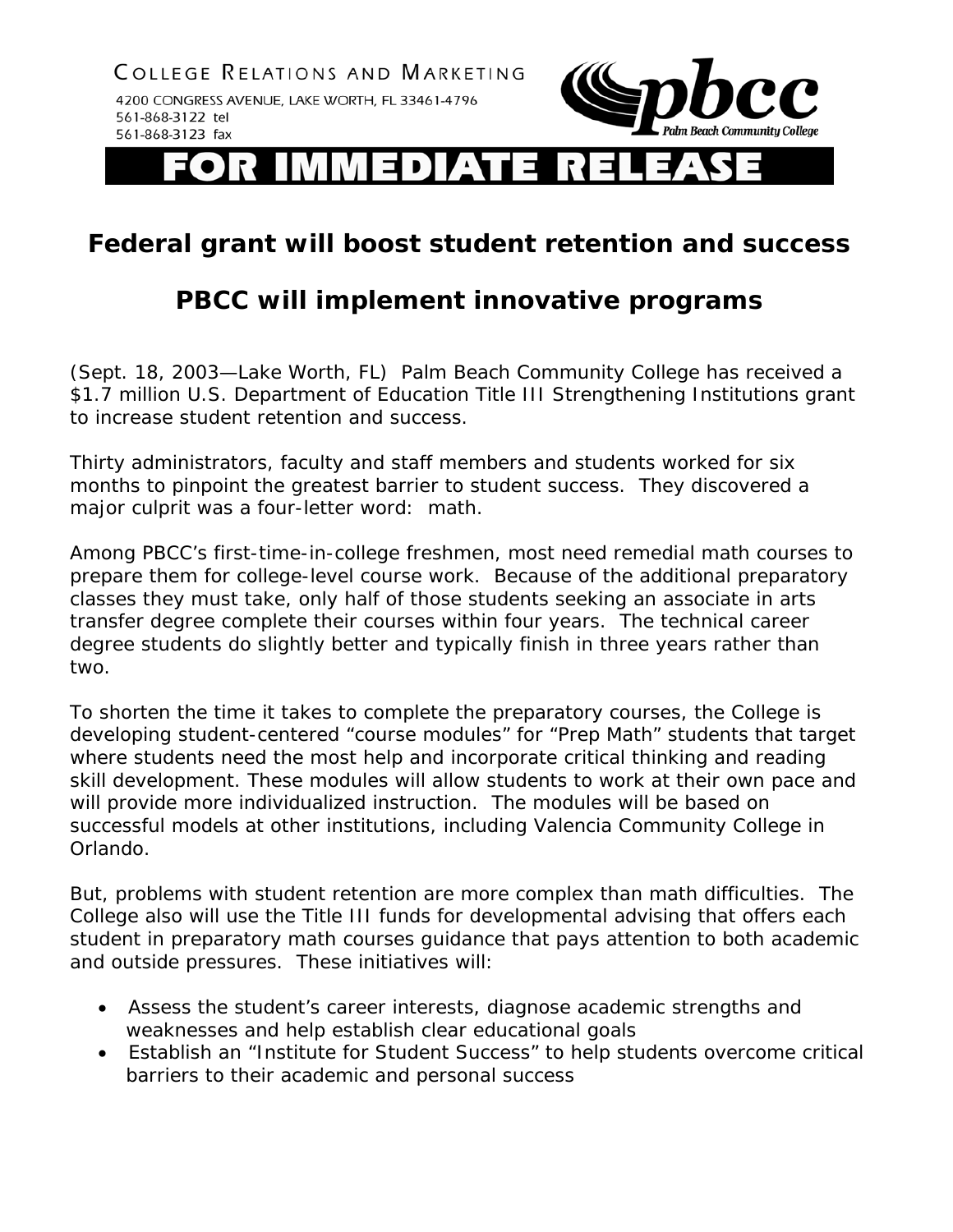COLLEGE RELATIONS AND MARKETING

4200 CONGRESS AVENUE, LAKE WORTH, FL 33461-4796
561-868-3122 tel
561-868-3123 fax

pbcc Palm Beach Community College

# FOR IMMEDIATE RELEASE

## Federal grant will boost student retention and success

## PBCC will implement innovative programs

(Sept. 18, 2003—Lake Worth, FL) Palm Beach Community College has received a $1.7 million U.S. Department of Education Title III Strengthening Institutions grant to increase student retention and success.

Thirty administrators, faculty and staff members and students worked for six months to pinpoint the greatest barrier to student success. They discovered a major culprit was a four-letter word: math.

Among PBCC's first-time-in-college freshmen, most need remedial math courses to prepare them for college-level course work. Because of the additional preparatory classes they must take, only half of those students seeking an associate in arts transfer degree complete their courses within four years. The technical career degree students do slightly better and typically finish in three years rather than two.

To shorten the time it takes to complete the preparatory courses, the College is developing student-centered "course modules" for "Prep Math" students that target where students need the most help and incorporate critical thinking and reading skill development. These modules will allow students to work at their own pace and will provide more individualized instruction. The modules will be based on successful models at other institutions, including Valencia Community College in Orlando.

But, problems with student retention are more complex than math difficulties. The College also will use the Title III funds for developmental advising that offers each student in preparatory math courses guidance that pays attention to both academic and outside pressures. These initiatives will:

- Assess the student's career interests, diagnose academic strengths and weaknesses and help establish clear educational goals
- Establish an "Institute for Student Success" to help students overcome critical barriers to their academic and personal success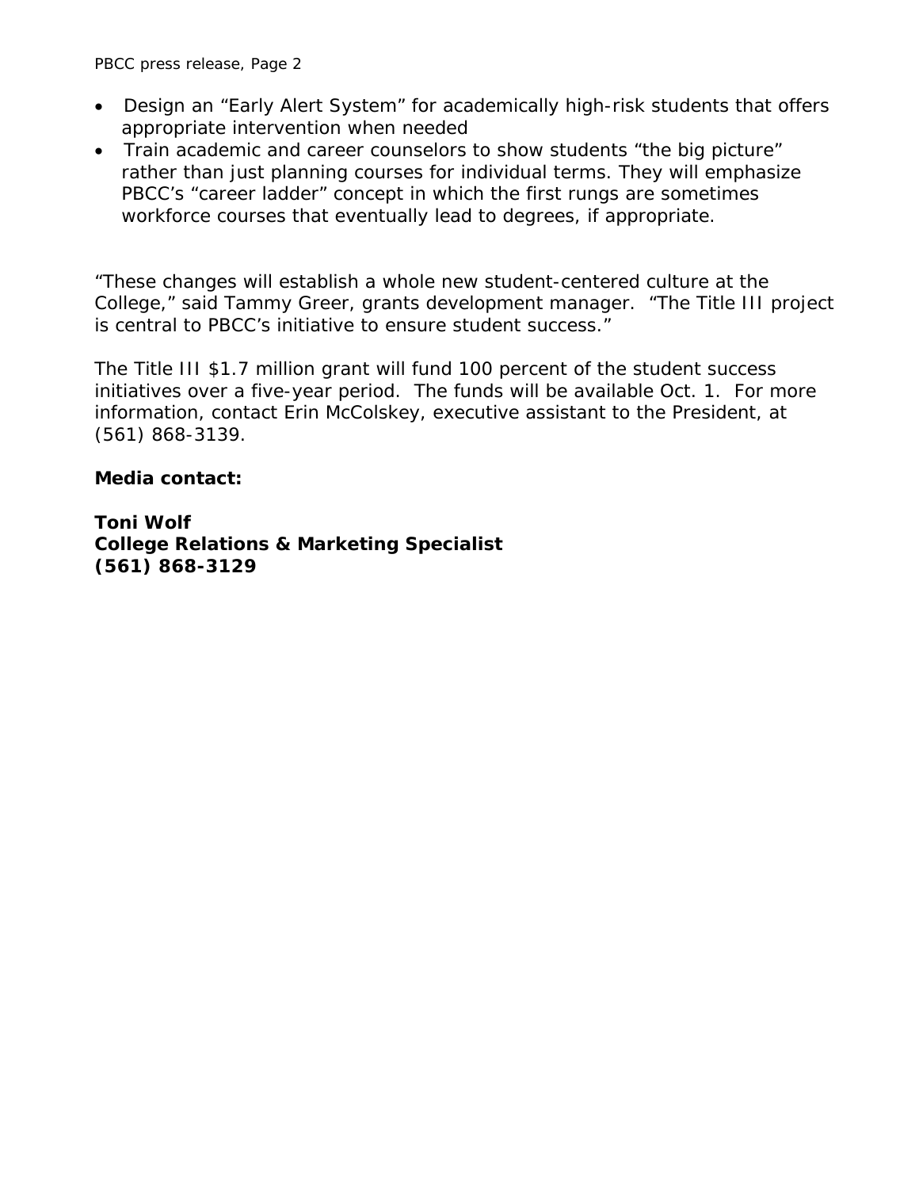- Design an "Early Alert System" for academically high-risk students that offers appropriate intervention when needed
- Train academic and career counselors to show students "the big picture" rather than just planning courses for individual terms. They will emphasize PBCC's "career ladder" concept in which the first rungs are sometimes workforce courses that eventually lead to degrees, if appropriate.

"These changes will establish a whole new student-centered culture at the College," said Tammy Greer, grants development manager. "The Title III project is central to PBCC's initiative to ensure student success."

The Title III $1.7 million grant will fund 100 percent of the student success initiatives over a five-year period. The funds will be available Oct. 1. For more information, contact Erin McColskey, executive assistant to the President, at (561) 868-3139.

**Media contact:**

**Toni Wolf**
**College Relations & Marketing Specialist**
**(561) 868-3129**